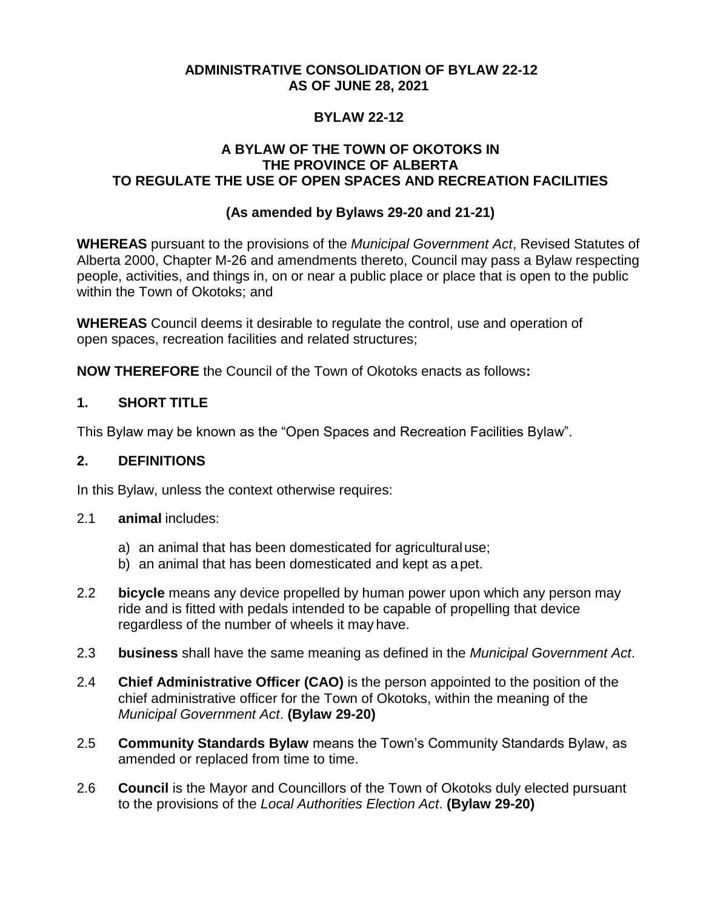**ADMINISTRATIVE CONSOLIDATION OF BYLAW 22-12**
**AS OF JUNE 28, 2021**

# BYLAW 22-12

## A BYLAW OF THE TOWN OF OKOTOKS IN THE PROVINCE OF ALBERTA TO REGULATE THE USE OF OPEN SPACES AND RECREATION FACILITIES

**(As amended by Bylaws 29-20 and 21-21)**

**WHEREAS** pursuant to the provisions of the *Municipal Government Act*, Revised Statutes of Alberta 2000, Chapter M-26 and amendments thereto, Council may pass a Bylaw respecting people, activities, and things in, on or near a public place or place that is open to the public within the Town of Okotoks; and

**WHEREAS** Council deems it desirable to regulate the control, use and operation of open spaces, recreation facilities and related structures;

**NOW THEREFORE** the Council of the Town of Okotoks enacts as follows**:**

## 1. SHORT TITLE

This Bylaw may be known as the "Open Spaces and Recreation Facilities Bylaw".

## 2. DEFINITIONS

In this Bylaw, unless the context otherwise requires:

2.1 **animal** includes:

a) an animal that has been domesticated for agricultural use;
b) an animal that has been domesticated and kept as a pet.

2.2 **bicycle** means any device propelled by human power upon which any person may ride and is fitted with pedals intended to be capable of propelling that device regardless of the number of wheels it may have.

2.3 **business** shall have the same meaning as defined in the *Municipal Government Act*.

2.4 **Chief Administrative Officer (CAO)** is the person appointed to the position of the chief administrative officer for the Town of Okotoks, within the meaning of the *Municipal Government Act*. **(Bylaw 29-20)**

2.5 **Community Standards Bylaw** means the Town's Community Standards Bylaw, as amended or replaced from time to time.

2.6 **Council** is the Mayor and Councillors of the Town of Okotoks duly elected pursuant to the provisions of the *Local Authorities Election Act*. **(Bylaw 29-20)**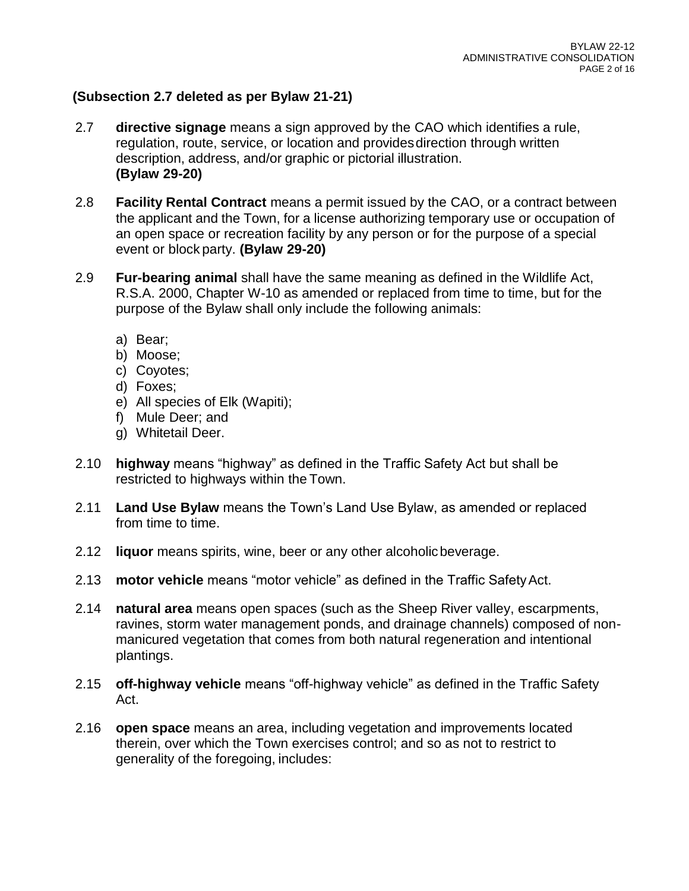**(Subsection 2.7 deleted as per Bylaw 21-21)**

2.7 **directive signage** means a sign approved by the CAO which identifies a rule, regulation, route, service, or location and provides direction through written description, address, and/or graphic or pictorial illustration. **(Bylaw 29-20)**

2.8 **Facility Rental Contract** means a permit issued by the CAO, or a contract between the applicant and the Town, for a license authorizing temporary use or occupation of an open space or recreation facility by any person or for the purpose of a special event or block party. **(Bylaw 29-20)**

2.9 **Fur-bearing animal** shall have the same meaning as defined in the Wildlife Act, R.S.A. 2000, Chapter W-10 as amended or replaced from time to time, but for the purpose of the Bylaw shall only include the following animals:

a) Bear;
b) Moose;
c) Coyotes;
d) Foxes;
e) All species of Elk (Wapiti);
f) Mule Deer; and
g) Whitetail Deer.

2.10 **highway** means "highway" as defined in the Traffic Safety Act but shall be restricted to highways within the Town.

2.11 **Land Use Bylaw** means the Town's Land Use Bylaw, as amended or replaced from time to time.

2.12 **liquor** means spirits, wine, beer or any other alcoholic beverage.

2.13 **motor vehicle** means "motor vehicle" as defined in the Traffic Safety Act.

2.14 **natural area** means open spaces (such as the Sheep River valley, escarpments, ravines, storm water management ponds, and drainage channels) composed of non-manicured vegetation that comes from both natural regeneration and intentional plantings.

2.15 **off-highway vehicle** means "off-highway vehicle" as defined in the Traffic Safety Act.

2.16 **open space** means an area, including vegetation and improvements located therein, over which the Town exercises control; and so as not to restrict to generality of the foregoing, includes: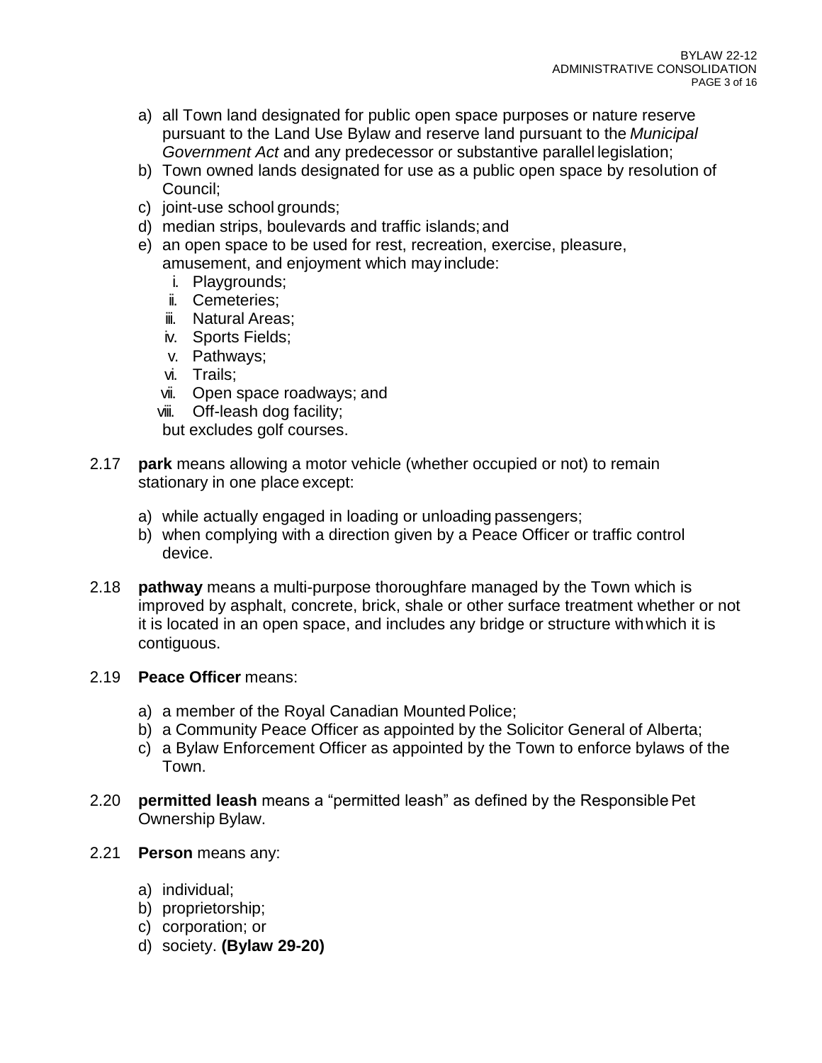a) all Town land designated for public open space purposes or nature reserve pursuant to the Land Use Bylaw and reserve land pursuant to the *Municipal Government Act* and any predecessor or substantive parallel legislation;
b) Town owned lands designated for use as a public open space by resolution of Council;
c) joint-use school grounds;
d) median strips, boulevards and traffic islands; and
e) an open space to be used for rest, recreation, exercise, pleasure, amusement, and enjoyment which may include:
   i. Playgrounds;
   ii. Cemeteries;
   iii. Natural Areas;
   iv. Sports Fields;
   v. Pathways;
   vi. Trails;
   vii. Open space roadways; and
   viii. Off-leash dog facility;

   but excludes golf courses.

2.17 **park** means allowing a motor vehicle (whether occupied or not) to remain stationary in one place except:

a) while actually engaged in loading or unloading passengers;
b) when complying with a direction given by a Peace Officer or traffic control device.

2.18 **pathway** means a multi-purpose thoroughfare managed by the Town which is improved by asphalt, concrete, brick, shale or other surface treatment whether or not it is located in an open space, and includes any bridge or structure with which it is contiguous.

2.19 **Peace Officer** means:

a) a member of the Royal Canadian Mounted Police;
b) a Community Peace Officer as appointed by the Solicitor General of Alberta;
c) a Bylaw Enforcement Officer as appointed by the Town to enforce bylaws of the Town.

2.20 **permitted leash** means a “permitted leash” as defined by the Responsible Pet Ownership Bylaw.

2.21 **Person** means any:

a) individual;
b) proprietorship;
c) corporation; or
d) society. **(Bylaw 29-20)**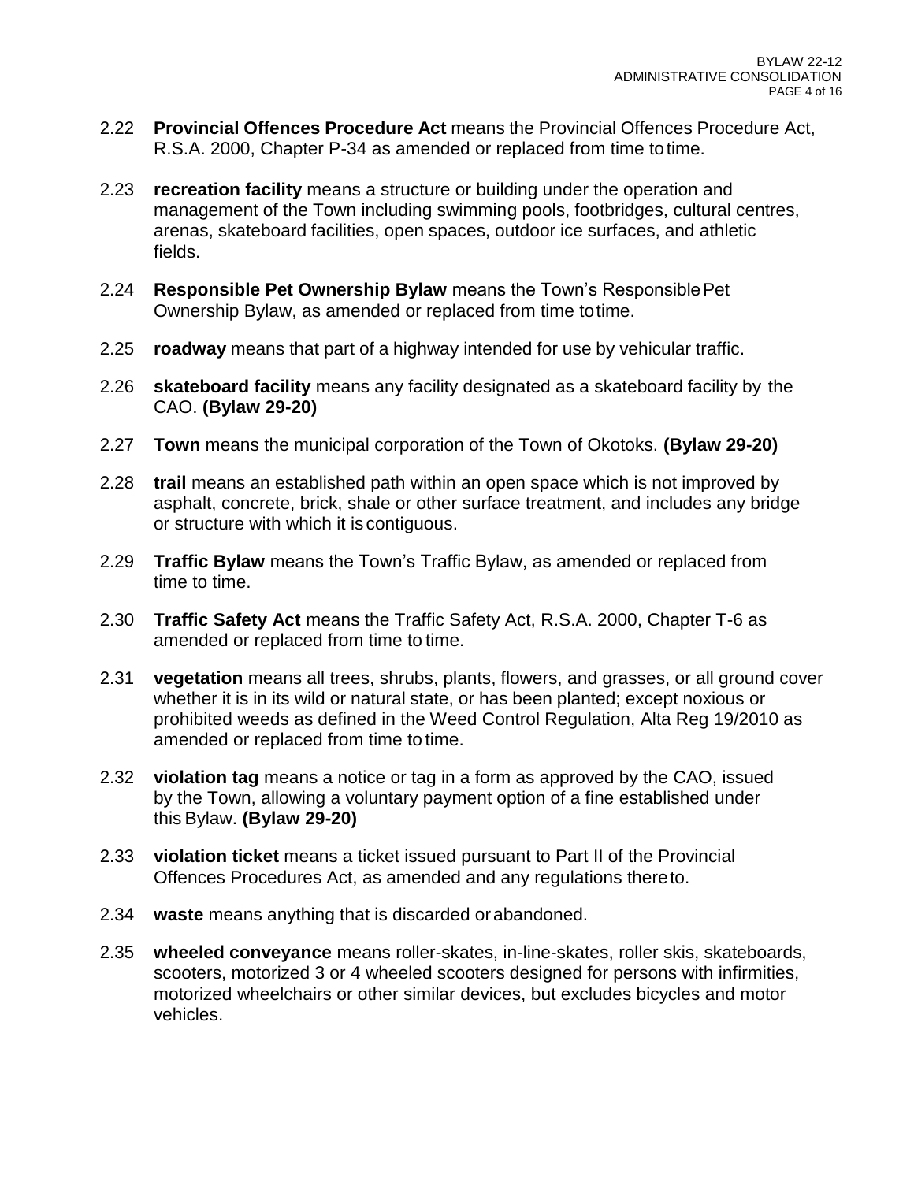2.22 **Provincial Offences Procedure Act** means the Provincial Offences Procedure Act, R.S.A. 2000, Chapter P-34 as amended or replaced from time to time.

2.23 **recreation facility** means a structure or building under the operation and management of the Town including swimming pools, footbridges, cultural centres, arenas, skateboard facilities, open spaces, outdoor ice surfaces, and athletic fields.

2.24 **Responsible Pet Ownership Bylaw** means the Town's Responsible Pet Ownership Bylaw, as amended or replaced from time to time.

2.25 **roadway** means that part of a highway intended for use by vehicular traffic.

2.26 **skateboard facility** means any facility designated as a skateboard facility by the CAO. **(Bylaw 29-20)**

2.27 **Town** means the municipal corporation of the Town of Okotoks. **(Bylaw 29-20)**

2.28 **trail** means an established path within an open space which is not improved by asphalt, concrete, brick, shale or other surface treatment, and includes any bridge or structure with which it is contiguous.

2.29 **Traffic Bylaw** means the Town's Traffic Bylaw, as amended or replaced from time to time.

2.30 **Traffic Safety Act** means the Traffic Safety Act, R.S.A. 2000, Chapter T-6 as amended or replaced from time to time.

2.31 **vegetation** means all trees, shrubs, plants, flowers, and grasses, or all ground cover whether it is in its wild or natural state, or has been planted; except noxious or prohibited weeds as defined in the Weed Control Regulation, Alta Reg 19/2010 as amended or replaced from time to time.

2.32 **violation tag** means a notice or tag in a form as approved by the CAO, issued by the Town, allowing a voluntary payment option of a fine established under this Bylaw. **(Bylaw 29-20)**

2.33 **violation ticket** means a ticket issued pursuant to Part II of the Provincial Offences Procedures Act, as amended and any regulations thereto.

2.34 **waste** means anything that is discarded or abandoned.

2.35 **wheeled conveyance** means roller-skates, in-line-skates, roller skis, skateboards, scooters, motorized 3 or 4 wheeled scooters designed for persons with infirmities, motorized wheelchairs or other similar devices, but excludes bicycles and motor vehicles.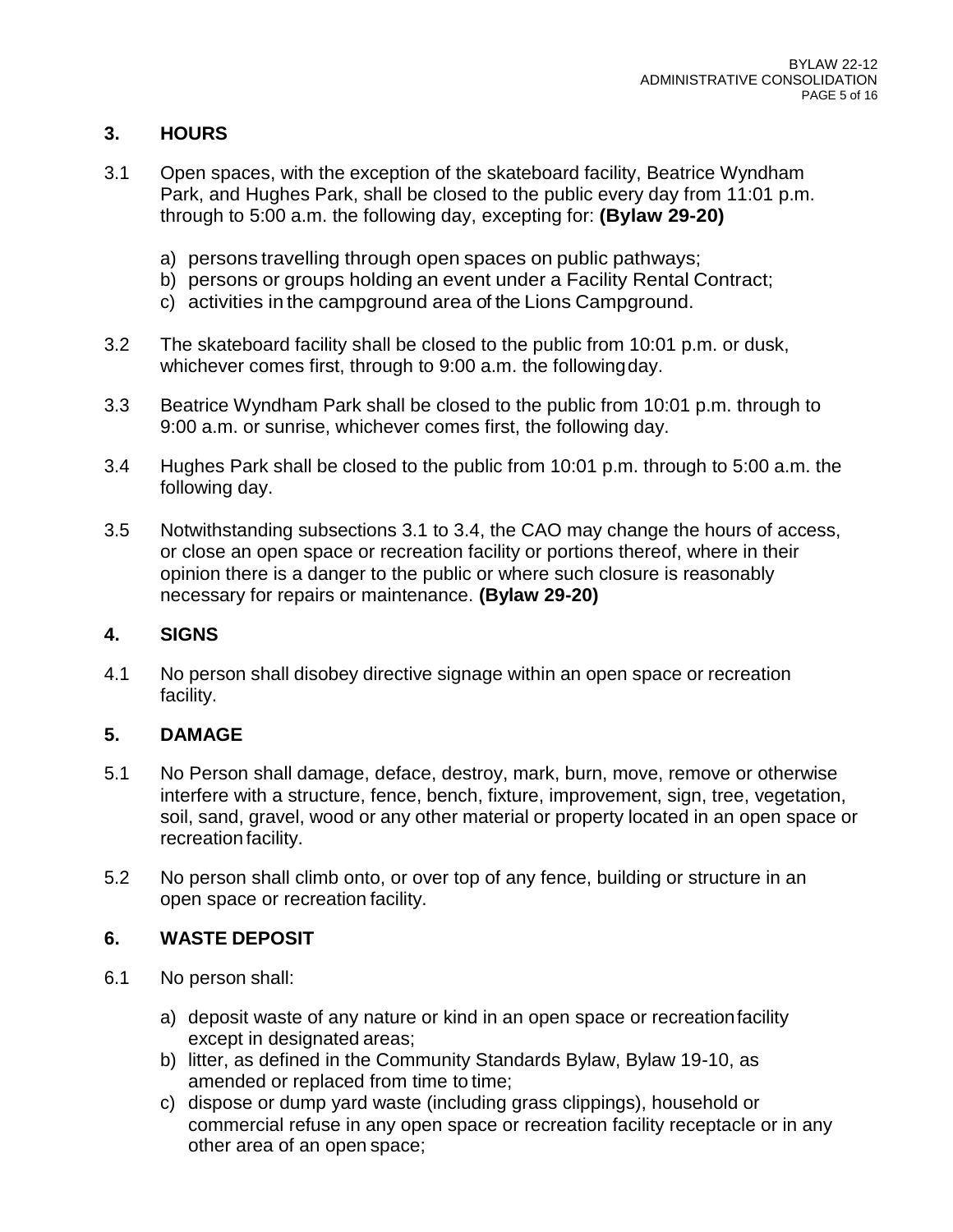## 3. HOURS

3.1 Open spaces, with the exception of the skateboard facility, Beatrice Wyndham Park, and Hughes Park, shall be closed to the public every day from 11:01 p.m. through to 5:00 a.m. the following day, excepting for: **(Bylaw 29-20)**

a) persons travelling through open spaces on public pathways;
b) persons or groups holding an event under a Facility Rental Contract;
c) activities in the campground area of the Lions Campground.

3.2 The skateboard facility shall be closed to the public from 10:01 p.m. or dusk, whichever comes first, through to 9:00 a.m. the following day.

3.3 Beatrice Wyndham Park shall be closed to the public from 10:01 p.m. through to 9:00 a.m. or sunrise, whichever comes first, the following day.

3.4 Hughes Park shall be closed to the public from 10:01 p.m. through to 5:00 a.m. the following day.

3.5 Notwithstanding subsections 3.1 to 3.4, the CAO may change the hours of access, or close an open space or recreation facility or portions thereof, where in their opinion there is a danger to the public or where such closure is reasonably necessary for repairs or maintenance. **(Bylaw 29-20)**

## 4. SIGNS

4.1 No person shall disobey directive signage within an open space or recreation facility.

## 5. DAMAGE

5.1 No Person shall damage, deface, destroy, mark, burn, move, remove or otherwise interfere with a structure, fence, bench, fixture, improvement, sign, tree, vegetation, soil, sand, gravel, wood or any other material or property located in an open space or recreation facility.

5.2 No person shall climb onto, or over top of any fence, building or structure in an open space or recreation facility.

## 6. WASTE DEPOSIT

6.1 No person shall:

a) deposit waste of any nature or kind in an open space or recreation facility except in designated areas;
b) litter, as defined in the Community Standards Bylaw, Bylaw 19-10, as amended or replaced from time to time;
c) dispose or dump yard waste (including grass clippings), household or commercial refuse in any open space or recreation facility receptacle or in any other area of an open space;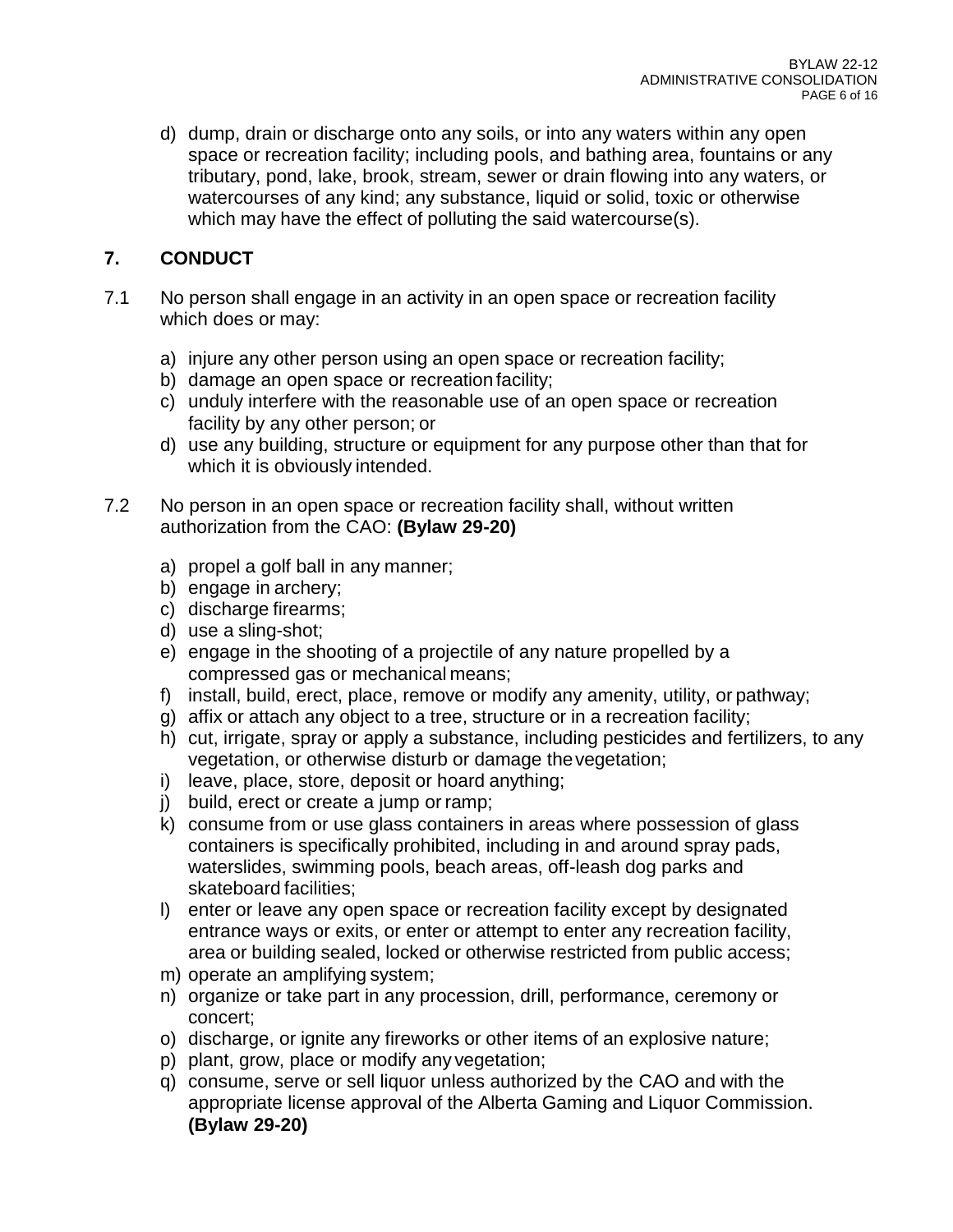d) dump, drain or discharge onto any soils, or into any waters within any open space or recreation facility; including pools, and bathing area, fountains or any tributary, pond, lake, brook, stream, sewer or drain flowing into any waters, or watercourses of any kind; any substance, liquid or solid, toxic or otherwise which may have the effect of polluting the said watercourse(s).

## 7. CONDUCT

7.1 No person shall engage in an activity in an open space or recreation facility which does or may:

a) injure any other person using an open space or recreation facility;
b) damage an open space or recreation facility;
c) unduly interfere with the reasonable use of an open space or recreation facility by any other person; or
d) use any building, structure or equipment for any purpose other than that for which it is obviously intended.

7.2 No person in an open space or recreation facility shall, without written authorization from the CAO: **(Bylaw 29-20)**

a) propel a golf ball in any manner;
b) engage in archery;
c) discharge firearms;
d) use a sling-shot;
e) engage in the shooting of a projectile of any nature propelled by a compressed gas or mechanical means;
f) install, build, erect, place, remove or modify any amenity, utility, or pathway;
g) affix or attach any object to a tree, structure or in a recreation facility;
h) cut, irrigate, spray or apply a substance, including pesticides and fertilizers, to any vegetation, or otherwise disturb or damage the vegetation;
i) leave, place, store, deposit or hoard anything;
j) build, erect or create a jump or ramp;
k) consume from or use glass containers in areas where possession of glass containers is specifically prohibited, including in and around spray pads, waterslides, swimming pools, beach areas, off-leash dog parks and skateboard facilities;
l) enter or leave any open space or recreation facility except by designated entrance ways or exits, or enter or attempt to enter any recreation facility, area or building sealed, locked or otherwise restricted from public access;
m) operate an amplifying system;
n) organize or take part in any procession, drill, performance, ceremony or concert;
o) discharge, or ignite any fireworks or other items of an explosive nature;
p) plant, grow, place or modify any vegetation;
q) consume, serve or sell liquor unless authorized by the CAO and with the appropriate license approval of the Alberta Gaming and Liquor Commission. **(Bylaw 29-20)**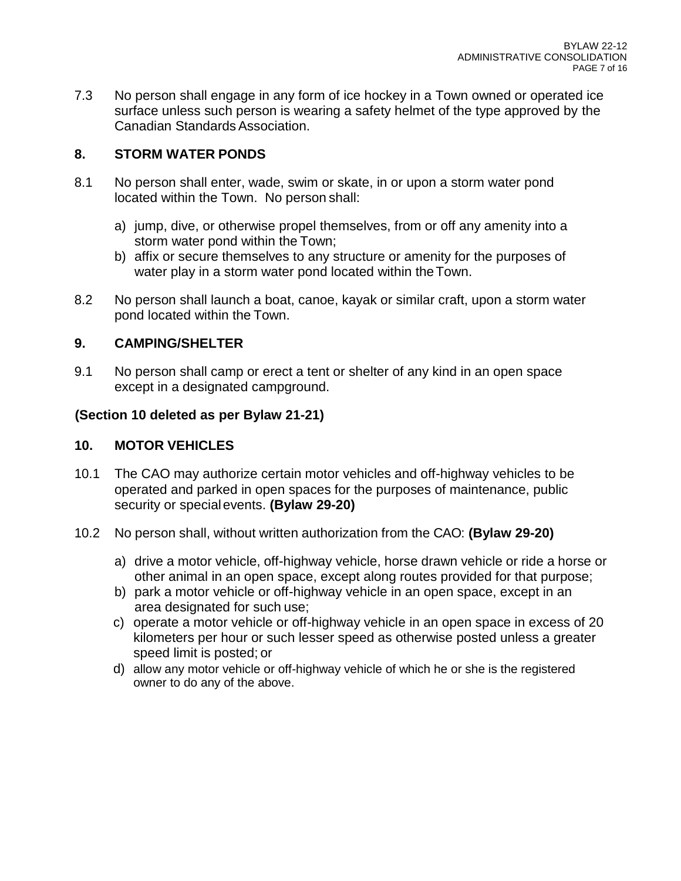7.3 No person shall engage in any form of ice hockey in a Town owned or operated ice surface unless such person is wearing a safety helmet of the type approved by the Canadian Standards Association.

## 8. STORM WATER PONDS

8.1 No person shall enter, wade, swim or skate, in or upon a storm water pond located within the Town. No person shall:

a) jump, dive, or otherwise propel themselves, from or off any amenity into a storm water pond within the Town;
b) affix or secure themselves to any structure or amenity for the purposes of water play in a storm water pond located within the Town.

8.2 No person shall launch a boat, canoe, kayak or similar craft, upon a storm water pond located within the Town.

## 9. CAMPING/SHELTER

9.1 No person shall camp or erect a tent or shelter of any kind in an open space except in a designated campground.

**(Section 10 deleted as per Bylaw 21-21)**

## 10. MOTOR VEHICLES

10.1 The CAO may authorize certain motor vehicles and off-highway vehicles to be operated and parked in open spaces for the purposes of maintenance, public security or special events. **(Bylaw 29-20)**

10.2 No person shall, without written authorization from the CAO: **(Bylaw 29-20)**

a) drive a motor vehicle, off-highway vehicle, horse drawn vehicle or ride a horse or other animal in an open space, except along routes provided for that purpose;
b) park a motor vehicle or off-highway vehicle in an open space, except in an area designated for such use;
c) operate a motor vehicle or off-highway vehicle in an open space in excess of 20 kilometers per hour or such lesser speed as otherwise posted unless a greater speed limit is posted; or
d) allow any motor vehicle or off-highway vehicle of which he or she is the registered owner to do any of the above.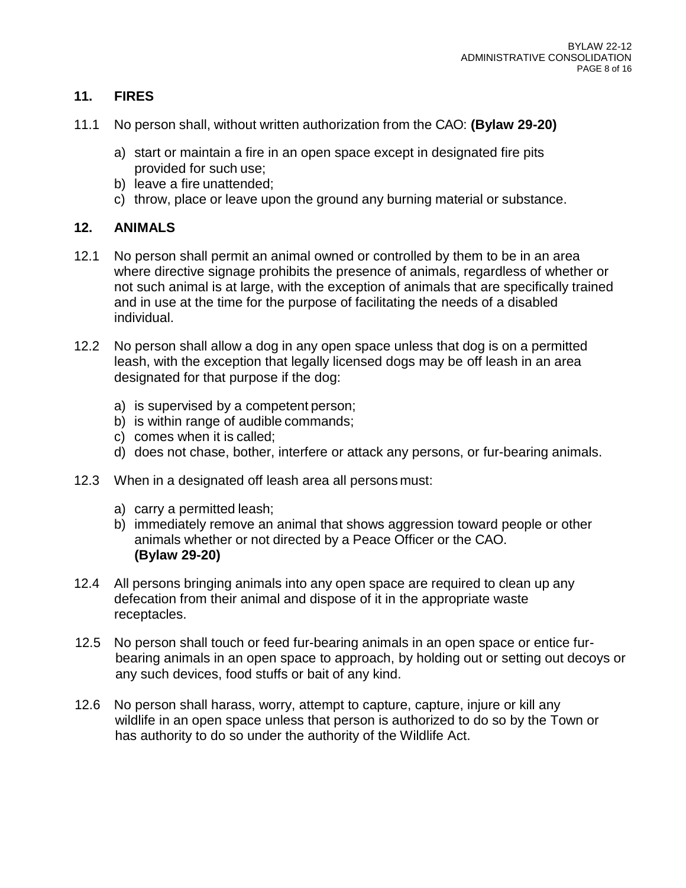## 11. FIRES

11.1 No person shall, without written authorization from the CAO: **(Bylaw 29-20)**

a) start or maintain a fire in an open space except in designated fire pits provided for such use;
b) leave a fire unattended;
c) throw, place or leave upon the ground any burning material or substance.

## 12. ANIMALS

12.1 No person shall permit an animal owned or controlled by them to be in an area where directive signage prohibits the presence of animals, regardless of whether or not such animal is at large, with the exception of animals that are specifically trained and in use at the time for the purpose of facilitating the needs of a disabled individual.

12.2 No person shall allow a dog in any open space unless that dog is on a permitted leash, with the exception that legally licensed dogs may be off leash in an area designated for that purpose if the dog:

a) is supervised by a competent person;
b) is within range of audible commands;
c) comes when it is called;
d) does not chase, bother, interfere or attack any persons, or fur-bearing animals.

12.3 When in a designated off leash area all persons must:

a) carry a permitted leash;
b) immediately remove an animal that shows aggression toward people or other animals whether or not directed by a Peace Officer or the CAO. **(Bylaw 29-20)**

12.4 All persons bringing animals into any open space are required to clean up any defecation from their animal and dispose of it in the appropriate waste receptacles.

12.5 No person shall touch or feed fur-bearing animals in an open space or entice fur-bearing animals in an open space to approach, by holding out or setting out decoys or any such devices, food stuffs or bait of any kind.

12.6 No person shall harass, worry, attempt to capture, capture, injure or kill any wildlife in an open space unless that person is authorized to do so by the Town or has authority to do so under the authority of the Wildlife Act.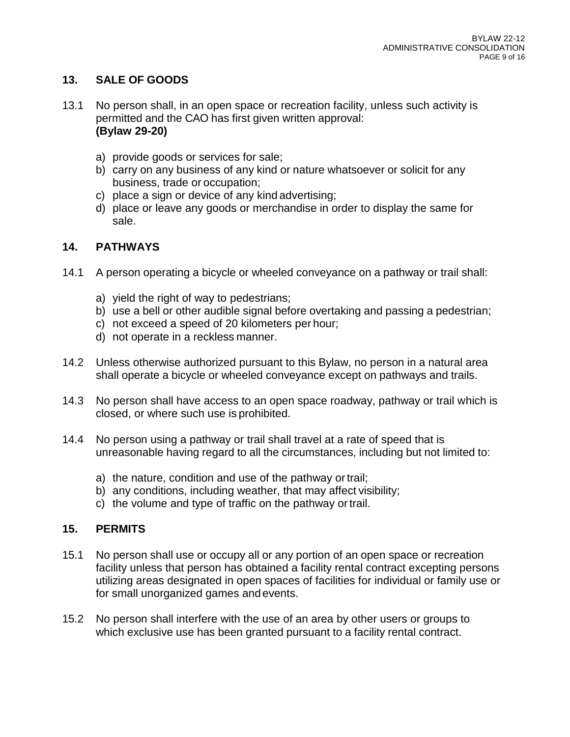## 13. SALE OF GOODS

13.1 No person shall, in an open space or recreation facility, unless such activity is permitted and the CAO has first given written approval:
**(Bylaw 29-20)**

a) provide goods or services for sale;
b) carry on any business of any kind or nature whatsoever or solicit for any business, trade or occupation;
c) place a sign or device of any kind advertising;
d) place or leave any goods or merchandise in order to display the same for sale.

## 14. PATHWAYS

14.1 A person operating a bicycle or wheeled conveyance on a pathway or trail shall:

a) yield the right of way to pedestrians;
b) use a bell or other audible signal before overtaking and passing a pedestrian;
c) not exceed a speed of 20 kilometers per hour;
d) not operate in a reckless manner.

14.2 Unless otherwise authorized pursuant to this Bylaw, no person in a natural area shall operate a bicycle or wheeled conveyance except on pathways and trails.

14.3 No person shall have access to an open space roadway, pathway or trail which is closed, or where such use is prohibited.

14.4 No person using a pathway or trail shall travel at a rate of speed that is unreasonable having regard to all the circumstances, including but not limited to:

a) the nature, condition and use of the pathway or trail;
b) any conditions, including weather, that may affect visibility;
c) the volume and type of traffic on the pathway or trail.

## 15. PERMITS

15.1 No person shall use or occupy all or any portion of an open space or recreation facility unless that person has obtained a facility rental contract excepting persons utilizing areas designated in open spaces of facilities for individual or family use or for small unorganized games and events.

15.2 No person shall interfere with the use of an area by other users or groups to which exclusive use has been granted pursuant to a facility rental contract.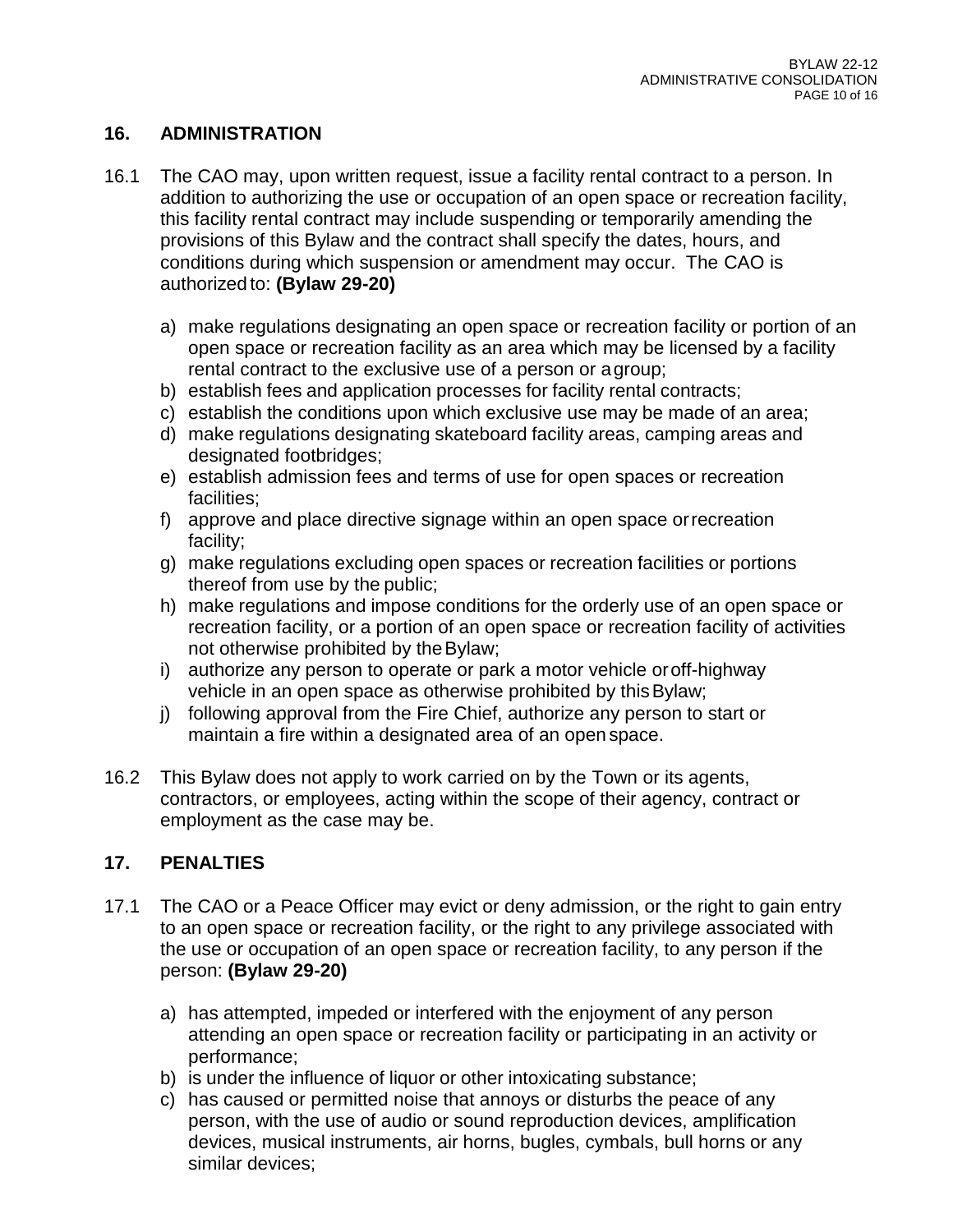## 16. ADMINISTRATION

16.1 The CAO may, upon written request, issue a facility rental contract to a person. In addition to authorizing the use or occupation of an open space or recreation facility, this facility rental contract may include suspending or temporarily amending the provisions of this Bylaw and the contract shall specify the dates, hours, and conditions during which suspension or amendment may occur. The CAO is authorized to: **(Bylaw 29-20)**

a) make regulations designating an open space or recreation facility or portion of an open space or recreation facility as an area which may be licensed by a facility rental contract to the exclusive use of a person or a group;
b) establish fees and application processes for facility rental contracts;
c) establish the conditions upon which exclusive use may be made of an area;
d) make regulations designating skateboard facility areas, camping areas and designated footbridges;
e) establish admission fees and terms of use for open spaces or recreation facilities;
f) approve and place directive signage within an open space or recreation facility;
g) make regulations excluding open spaces or recreation facilities or portions thereof from use by the public;
h) make regulations and impose conditions for the orderly use of an open space or recreation facility, or a portion of an open space or recreation facility of activities not otherwise prohibited by the Bylaw;
i) authorize any person to operate or park a motor vehicle or off-highway vehicle in an open space as otherwise prohibited by this Bylaw;
j) following approval from the Fire Chief, authorize any person to start or maintain a fire within a designated area of an open space.

16.2 This Bylaw does not apply to work carried on by the Town or its agents, contractors, or employees, acting within the scope of their agency, contract or employment as the case may be.

## 17. PENALTIES

17.1 The CAO or a Peace Officer may evict or deny admission, or the right to gain entry to an open space or recreation facility, or the right to any privilege associated with the use or occupation of an open space or recreation facility, to any person if the person: **(Bylaw 29-20)**

a) has attempted, impeded or interfered with the enjoyment of any person attending an open space or recreation facility or participating in an activity or performance;
b) is under the influence of liquor or other intoxicating substance;
c) has caused or permitted noise that annoys or disturbs the peace of any person, with the use of audio or sound reproduction devices, amplification devices, musical instruments, air horns, bugles, cymbals, bull horns or any similar devices;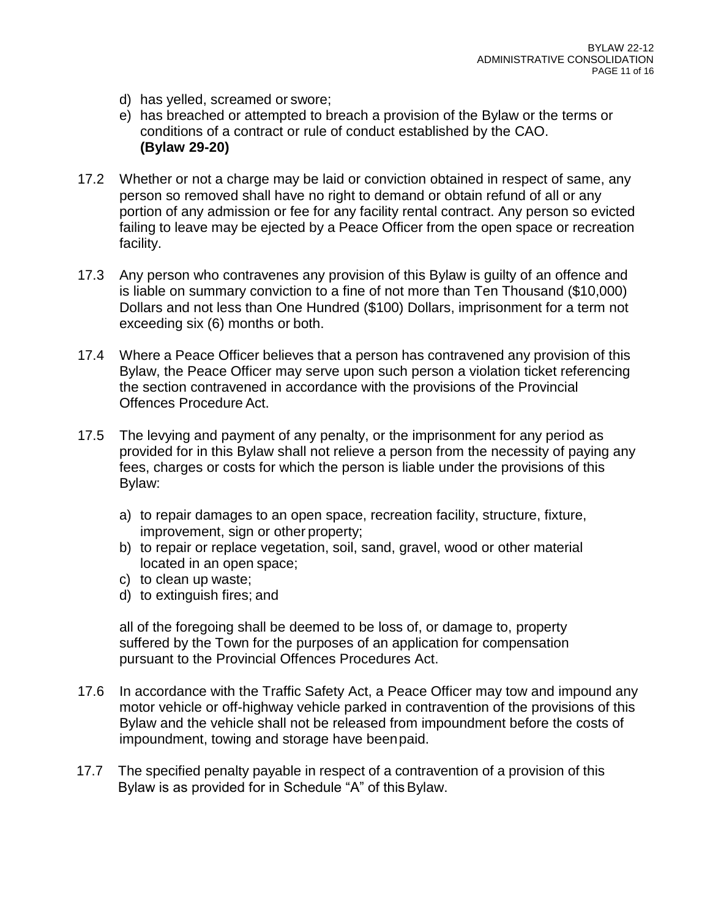d) has yelled, screamed or swore;
e) has breached or attempted to breach a provision of the Bylaw or the terms or conditions of a contract or rule of conduct established by the CAO. **(Bylaw 29-20)**

17.2 Whether or not a charge may be laid or conviction obtained in respect of same, any person so removed shall have no right to demand or obtain refund of all or any portion of any admission or fee for any facility rental contract. Any person so evicted failing to leave may be ejected by a Peace Officer from the open space or recreation facility.

17.3 Any person who contravenes any provision of this Bylaw is guilty of an offence and is liable on summary conviction to a fine of not more than Ten Thousand ($10,000) Dollars and not less than One Hundred ($100) Dollars, imprisonment for a term not exceeding six (6) months or both.

17.4 Where a Peace Officer believes that a person has contravened any provision of this Bylaw, the Peace Officer may serve upon such person a violation ticket referencing the section contravened in accordance with the provisions of the Provincial Offences Procedure Act.

17.5 The levying and payment of any penalty, or the imprisonment for any period as provided for in this Bylaw shall not relieve a person from the necessity of paying any fees, charges or costs for which the person is liable under the provisions of this Bylaw:

a) to repair damages to an open space, recreation facility, structure, fixture, improvement, sign or other property;
b) to repair or replace vegetation, soil, sand, gravel, wood or other material located in an open space;
c) to clean up waste;
d) to extinguish fires; and

all of the foregoing shall be deemed to be loss of, or damage to, property suffered by the Town for the purposes of an application for compensation pursuant to the Provincial Offences Procedures Act.

17.6 In accordance with the Traffic Safety Act, a Peace Officer may tow and impound any motor vehicle or off-highway vehicle parked in contravention of the provisions of this Bylaw and the vehicle shall not be released from impoundment before the costs of impoundment, towing and storage have been paid.

17.7 The specified penalty payable in respect of a contravention of a provision of this Bylaw is as provided for in Schedule "A" of this Bylaw.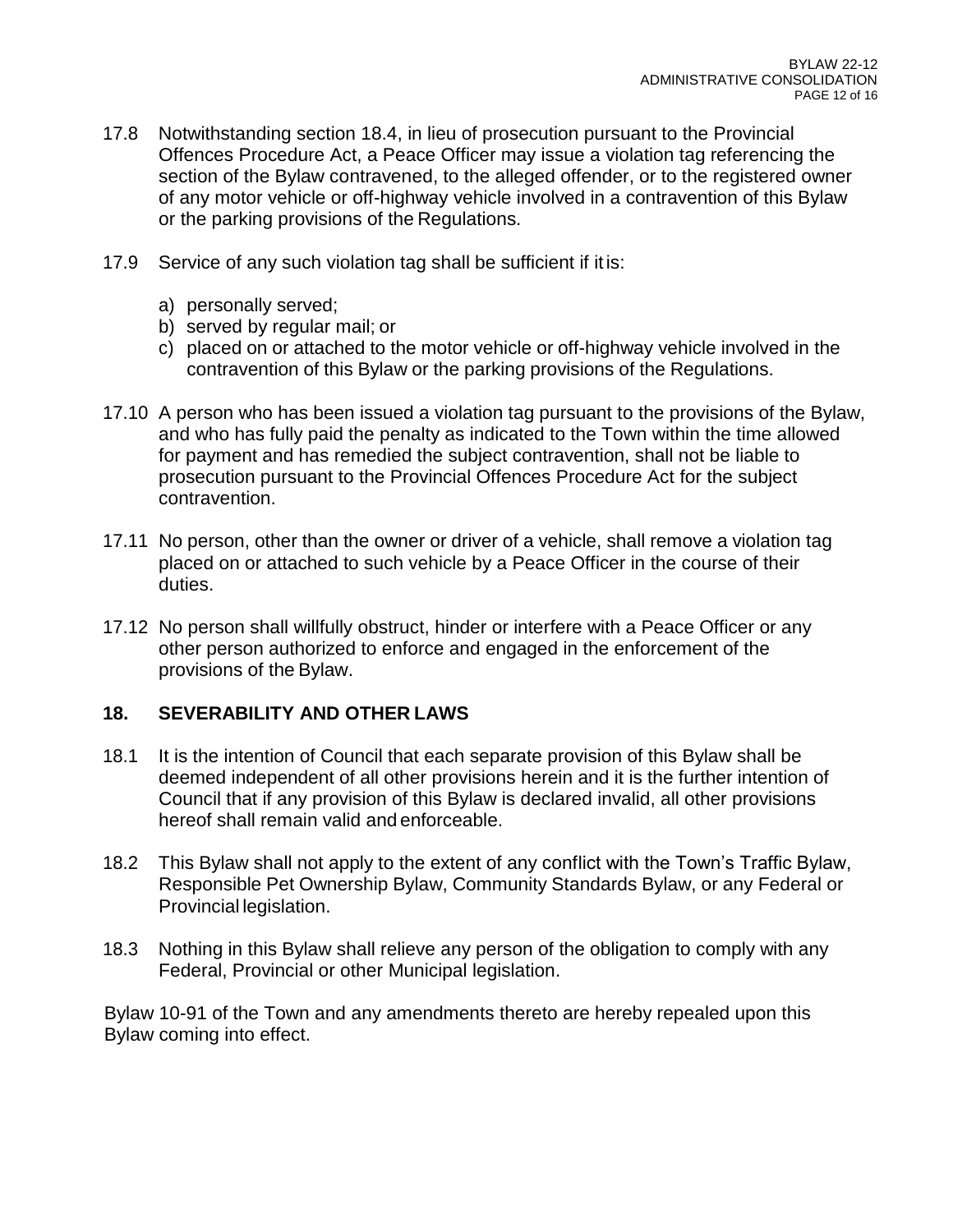17.8 Notwithstanding section 18.4, in lieu of prosecution pursuant to the Provincial Offences Procedure Act, a Peace Officer may issue a violation tag referencing the section of the Bylaw contravened, to the alleged offender, or to the registered owner of any motor vehicle or off-highway vehicle involved in a contravention of this Bylaw or the parking provisions of the Regulations.

17.9 Service of any such violation tag shall be sufficient if it is:

a) personally served;
b) served by regular mail; or
c) placed on or attached to the motor vehicle or off-highway vehicle involved in the contravention of this Bylaw or the parking provisions of the Regulations.

17.10 A person who has been issued a violation tag pursuant to the provisions of the Bylaw, and who has fully paid the penalty as indicated to the Town within the time allowed for payment and has remedied the subject contravention, shall not be liable to prosecution pursuant to the Provincial Offences Procedure Act for the subject contravention.

17.11 No person, other than the owner or driver of a vehicle, shall remove a violation tag placed on or attached to such vehicle by a Peace Officer in the course of their duties.

17.12 No person shall willfully obstruct, hinder or interfere with a Peace Officer or any other person authorized to enforce and engaged in the enforcement of the provisions of the Bylaw.

## 18. SEVERABILITY AND OTHER LAWS

18.1 It is the intention of Council that each separate provision of this Bylaw shall be deemed independent of all other provisions herein and it is the further intention of Council that if any provision of this Bylaw is declared invalid, all other provisions hereof shall remain valid and enforceable.

18.2 This Bylaw shall not apply to the extent of any conflict with the Town's Traffic Bylaw, Responsible Pet Ownership Bylaw, Community Standards Bylaw, or any Federal or Provincial legislation.

18.3 Nothing in this Bylaw shall relieve any person of the obligation to comply with any Federal, Provincial or other Municipal legislation.

Bylaw 10-91 of the Town and any amendments thereto are hereby repealed upon this Bylaw coming into effect.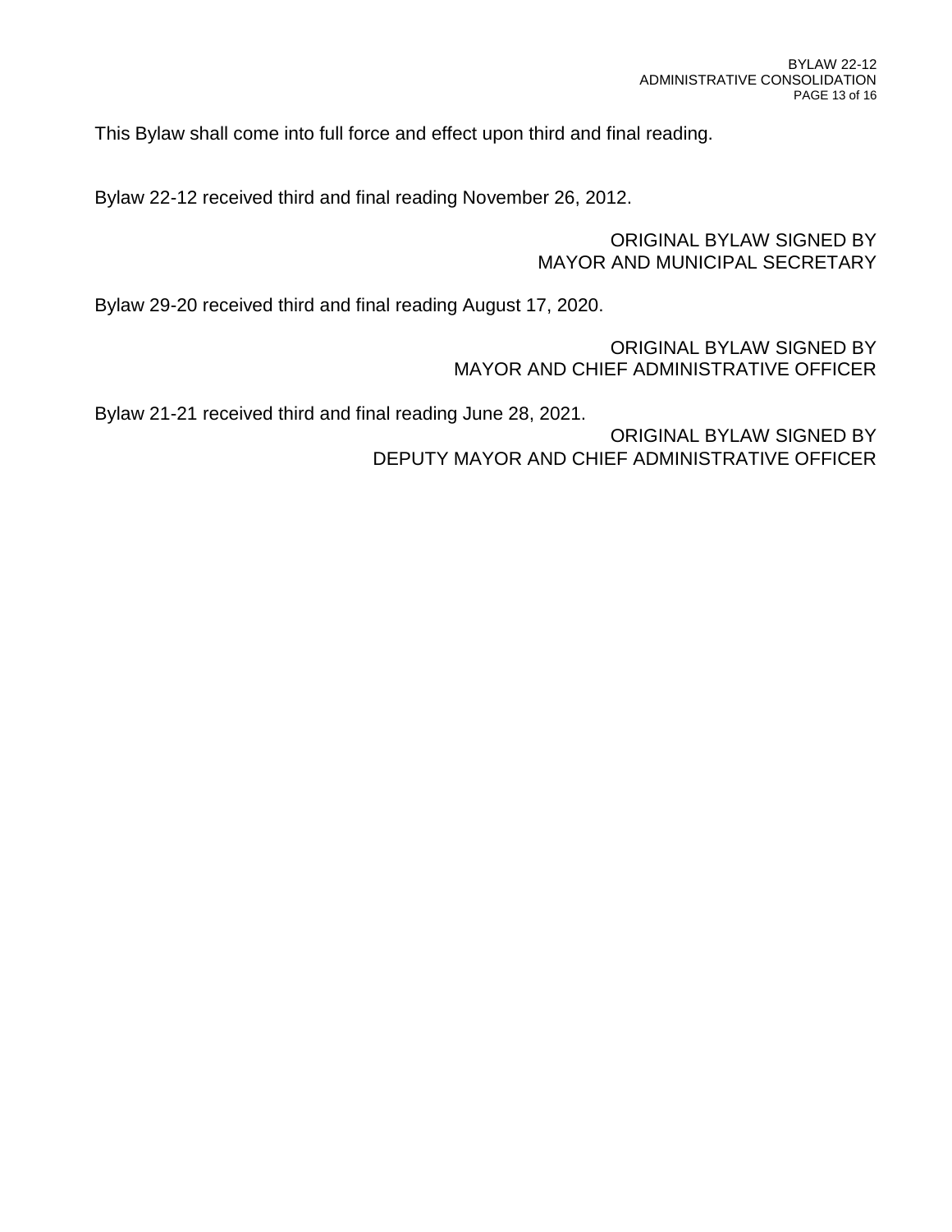This Bylaw shall come into full force and effect upon third and final reading.

Bylaw 22-12 received third and final reading November 26, 2012.

ORIGINAL BYLAW SIGNED BY
MAYOR AND MUNICIPAL SECRETARY

Bylaw 29-20 received third and final reading August 17, 2020.

ORIGINAL BYLAW SIGNED BY
MAYOR AND CHIEF ADMINISTRATIVE OFFICER

Bylaw 21-21 received third and final reading June 28, 2021.

ORIGINAL BYLAW SIGNED BY
DEPUTY MAYOR AND CHIEF ADMINISTRATIVE OFFICER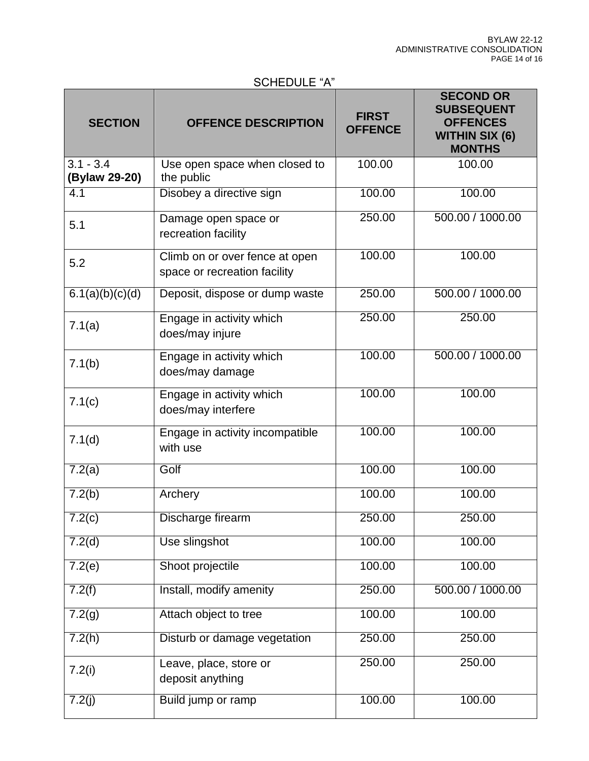## SCHEDULE "A"

| SECTION | OFFENCE DESCRIPTION | FIRST OFFENCE | SECOND OR SUBSEQUENT OFFENCES WITHIN SIX (6) MONTHS |
|---|---|---|---|
| 3.1 - 3.4 **(Bylaw 29-20)** | Use open space when closed to the public | 100.00 | 100.00 |
| 4.1 | Disobey a directive sign | 100.00 | 100.00 |
| 5.1 | Damage open space or recreation facility | 250.00 | 500.00 / 1000.00 |
| 5.2 | Climb on or over fence at open space or recreation facility | 100.00 | 100.00 |
| 6.1(a)(b)(c)(d) | Deposit, dispose or dump waste | 250.00 | 500.00 / 1000.00 |
| 7.1(a) | Engage in activity which does/may injure | 250.00 | 250.00 |
| 7.1(b) | Engage in activity which does/may damage | 100.00 | 500.00 / 1000.00 |
| 7.1(c) | Engage in activity which does/may interfere | 100.00 | 100.00 |
| 7.1(d) | Engage in activity incompatible with use | 100.00 | 100.00 |
| 7.2(a) | Golf | 100.00 | 100.00 |
| 7.2(b) | Archery | 100.00 | 100.00 |
| 7.2(c) | Discharge firearm | 250.00 | 250.00 |
| 7.2(d) | Use slingshot | 100.00 | 100.00 |
| 7.2(e) | Shoot projectile | 100.00 | 100.00 |
| 7.2(f) | Install, modify amenity | 250.00 | 500.00 / 1000.00 |
| 7.2(g) | Attach object to tree | 100.00 | 100.00 |
| 7.2(h) | Disturb or damage vegetation | 250.00 | 250.00 |
| 7.2(i) | Leave, place, store or deposit anything | 250.00 | 250.00 |
| 7.2(j) | Build jump or ramp | 100.00 | 100.00 |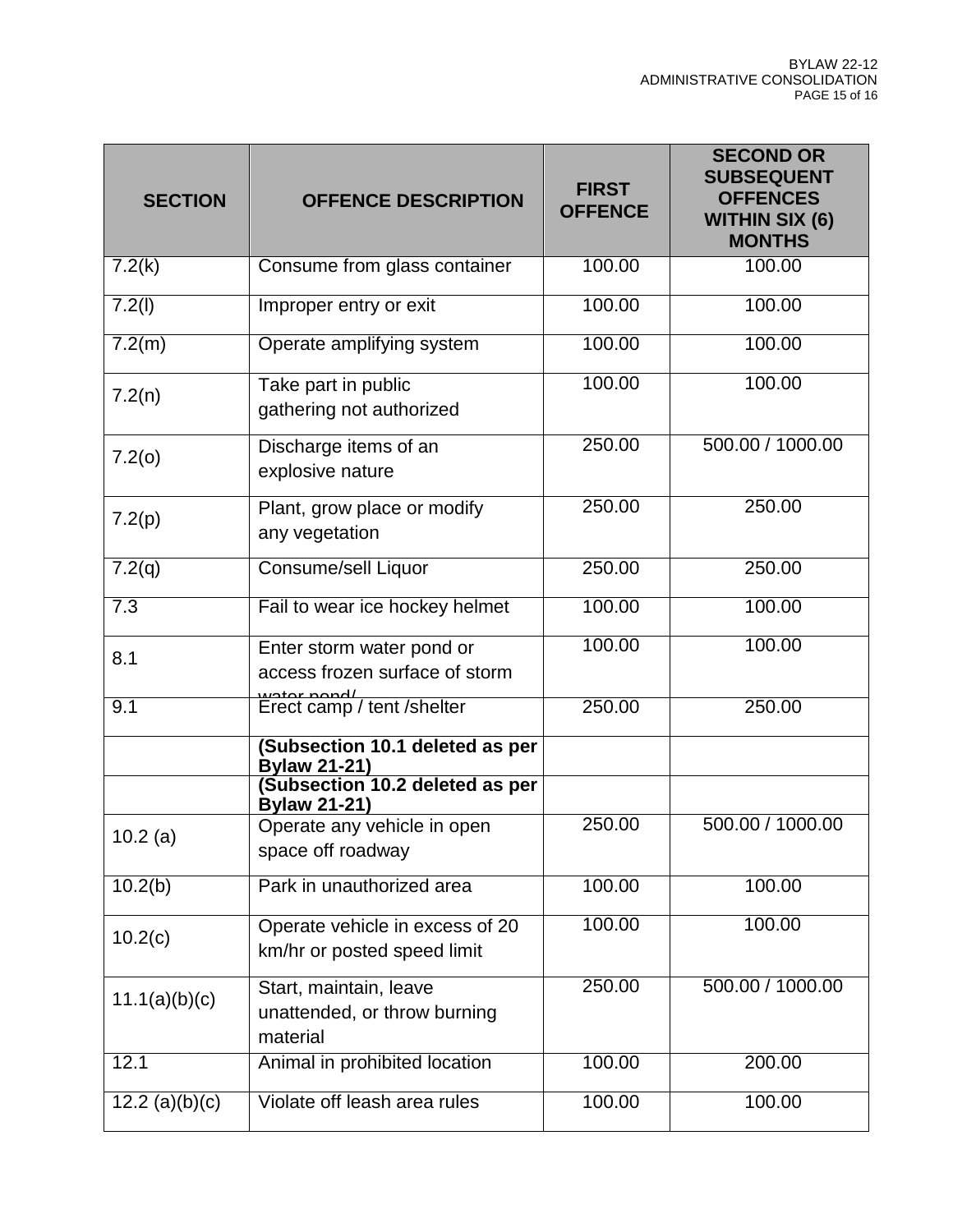| SECTION | OFFENCE DESCRIPTION | FIRST OFFENCE | SECOND OR SUBSEQUENT OFFENCES WITHIN SIX (6) MONTHS |
|---|---|---|---|
| 7.2(k) | Consume from glass container | 100.00 | 100.00 |
| 7.2(l) | Improper entry or exit | 100.00 | 100.00 |
| 7.2(m) | Operate amplifying system | 100.00 | 100.00 |
| 7.2(n) | Take part in public gathering not authorized | 100.00 | 100.00 |
| 7.2(o) | Discharge items of an explosive nature | 250.00 | 500.00 / 1000.00 |
| 7.2(p) | Plant, grow place or modify any vegetation | 250.00 | 250.00 |
| 7.2(q) | Consume/sell Liquor | 250.00 | 250.00 |
| 7.3 | Fail to wear ice hockey helmet | 100.00 | 100.00 |
| 8.1 | Enter storm water pond or access frozen surface of storm water pond/ | 100.00 | 100.00 |
| 9.1 | Erect camp / tent /shelter | 250.00 | 250.00 |
| | **(Subsection 10.1 deleted as per Bylaw 21-21)** | | |
| | **(Subsection 10.2 deleted as per Bylaw 21-21)** | | |
| 10.2 (a) | Operate any vehicle in open space off roadway | 250.00 | 500.00 / 1000.00 |
| 10.2(b) | Park in unauthorized area | 100.00 | 100.00 |
| 10.2(c) | Operate vehicle in excess of 20 km/hr or posted speed limit | 100.00 | 100.00 |
| 11.1(a)(b)(c) | Start, maintain, leave unattended, or throw burning material | 250.00 | 500.00 / 1000.00 |
| 12.1 | Animal in prohibited location | 100.00 | 200.00 |
| 12.2 (a)(b)(c) | Violate off leash area rules | 100.00 | 100.00 |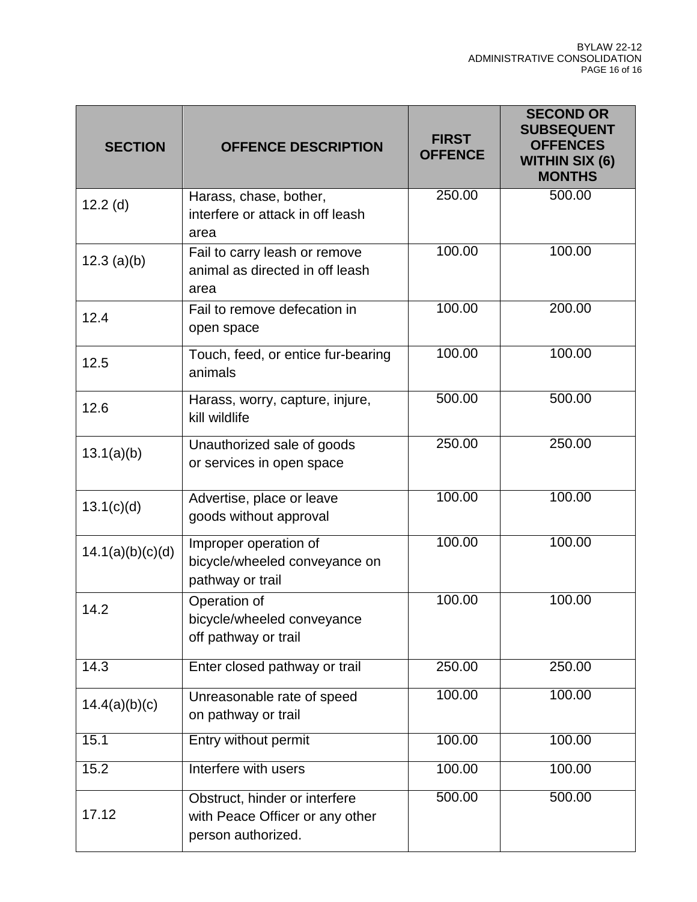| SECTION | OFFENCE DESCRIPTION | FIRST OFFENCE | SECOND OR SUBSEQUENT OFFENCES WITHIN SIX (6) MONTHS |
|---|---|---|---|
| 12.2 (d) | Harass, chase, bother, interfere or attack in off leash area | 250.00 | 500.00 |
| 12.3 (a)(b) | Fail to carry leash or remove animal as directed in off leash area | 100.00 | 100.00 |
| 12.4 | Fail to remove defecation in open space | 100.00 | 200.00 |
| 12.5 | Touch, feed, or entice fur-bearing animals | 100.00 | 100.00 |
| 12.6 | Harass, worry, capture, injure, kill wildlife | 500.00 | 500.00 |
| 13.1(a)(b) | Unauthorized sale of goods or services in open space | 250.00 | 250.00 |
| 13.1(c)(d) | Advertise, place or leave goods without approval | 100.00 | 100.00 |
| 14.1(a)(b)(c)(d) | Improper operation of bicycle/wheeled conveyance on pathway or trail | 100.00 | 100.00 |
| 14.2 | Operation of bicycle/wheeled conveyance off pathway or trail | 100.00 | 100.00 |
| 14.3 | Enter closed pathway or trail | 250.00 | 250.00 |
| 14.4(a)(b)(c) | Unreasonable rate of speed on pathway or trail | 100.00 | 100.00 |
| 15.1 | Entry without permit | 100.00 | 100.00 |
| 15.2 | Interfere with users | 100.00 | 100.00 |
| 17.12 | Obstruct, hinder or interfere with Peace Officer or any other person authorized. | 500.00 | 500.00 |